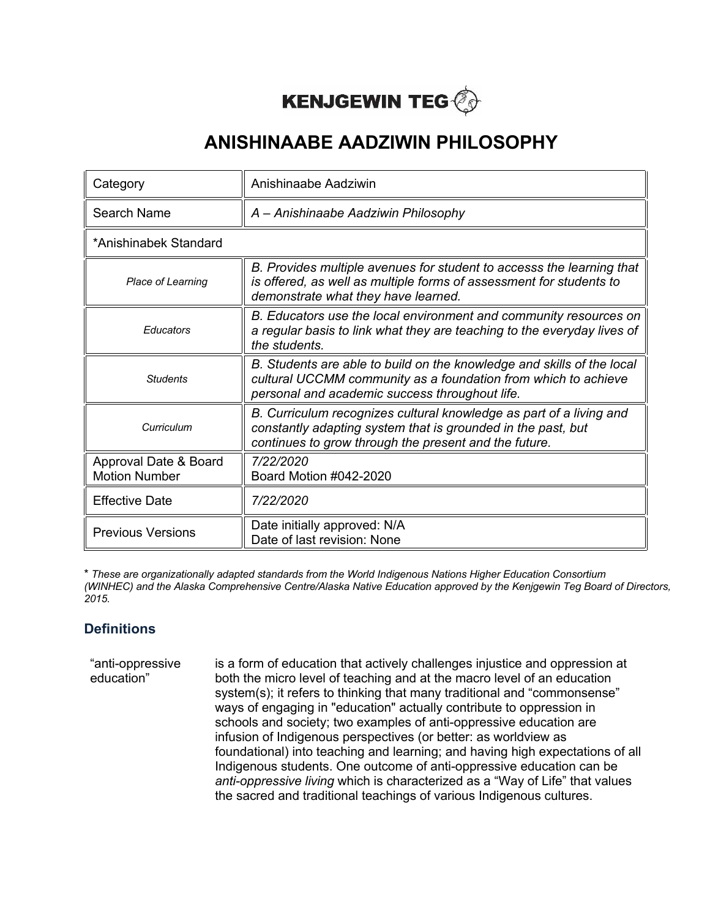# KENJGEWIN TEG

## ANISHINAABE AADZIWIN PHILOSOPHY

| Category | Anishinaabe Aadziwin |
|---|---|
| Search Name | *A – Anishinaabe Aadziwin Philosophy* |
| *Anishinabek Standard | |
| *Place of Learning* | *B. Provides multiple avenues for student to accesss the learning that is offered, as well as multiple forms of assessment for students to demonstrate what they have learned.* |
| *Educators* | *B. Educators use the local environment and community resources on a regular basis to link what they are teaching to the everyday lives of the students.* |
| *Students* | *B. Students are able to build on the knowledge and skills of the local cultural UCCMM community as a foundation from which to achieve personal and academic success throughout life.* |
| *Curriculum* | *B. Curriculum recognizes cultural knowledge as part of a living and constantly adapting system that is grounded in the past, but continues to grow through the present and the future.* |
| Approval Date & Board Motion Number | *7/22/2020*<br>Board Motion #042-2020 |
| Effective Date | *7/22/2020* |
| Previous Versions | Date initially approved: N/A<br>Date of last revision: None |

* *These are organizationally adapted standards from the World Indigenous Nations Higher Education Consortium (WINHEC) and the Alaska Comprehensive Centre/Alaska Native Education approved by the Kenjgewin Teg Board of Directors, 2015.*

### Definitions

| | |
|---|---|
| "anti-oppressive education" | is a form of education that actively challenges injustice and oppression at both the micro level of teaching and at the macro level of an education system(s); it refers to thinking that many traditional and "commonsense" ways of engaging in "education" actually contribute to oppression in schools and society; two examples of anti-oppressive education are infusion of Indigenous perspectives (or better: as worldview as foundational) into teaching and learning; and having high expectations of all Indigenous students. One outcome of anti-oppressive education can be *anti-oppressive living* which is characterized as a "Way of Life" that values the sacred and traditional teachings of various Indigenous cultures. |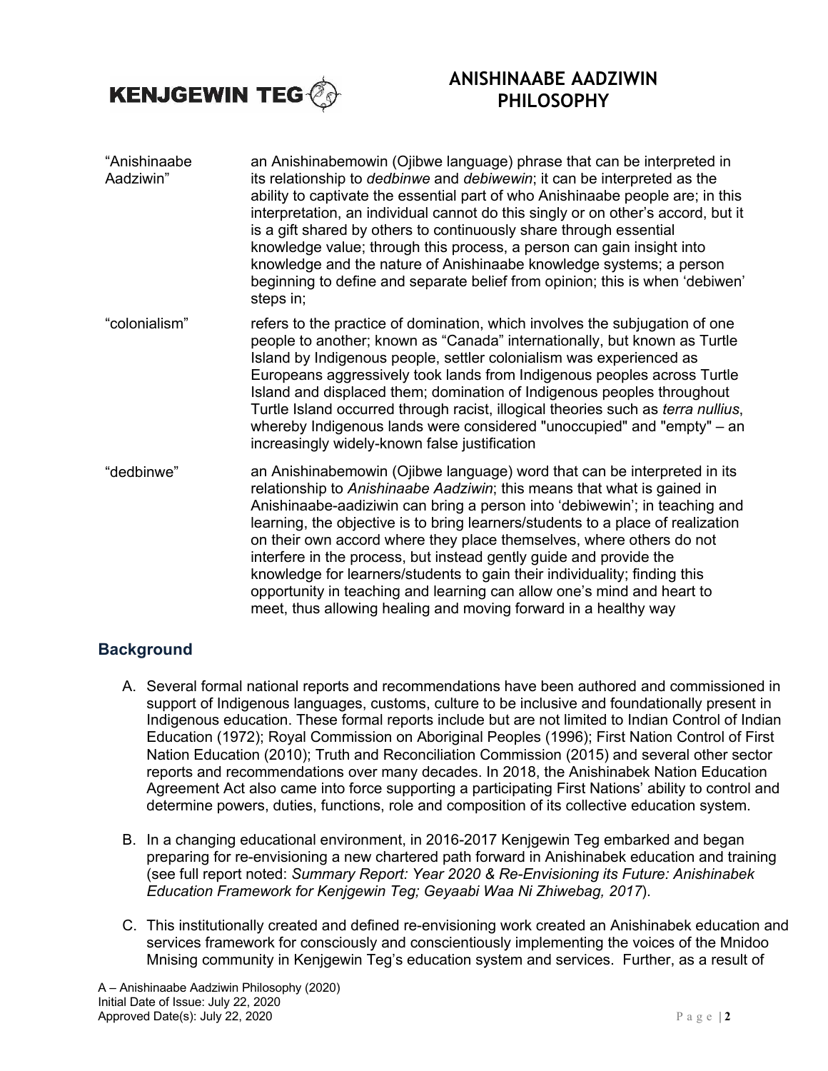| | |
|---|---|
| "Anishinaabe Aadziwin" | an Anishinabemowin (Ojibwe language) phrase that can be interpreted in its relationship to *dedbinwe* and *debiwewin*; it can be interpreted as the ability to captivate the essential part of who Anishinaabe people are; in this interpretation, an individual cannot do this singly or on other's accord, but it is a gift shared by others to continuously share through essential knowledge value; through this process, a person can gain insight into knowledge and the nature of Anishinaabe knowledge systems; a person beginning to define and separate belief from opinion; this is when 'debiwen' steps in; |
| "colonialism" | refers to the practice of domination, which involves the subjugation of one people to another; known as "Canada" internationally, but known as Turtle Island by Indigenous people, settler colonialism was experienced as Europeans aggressively took lands from Indigenous peoples across Turtle Island and displaced them; domination of Indigenous peoples throughout Turtle Island occurred through racist, illogical theories such as *terra nullius*, whereby Indigenous lands were considered "unoccupied" and "empty" – an increasingly widely-known false justification |
| "dedbinwe" | an Anishinabemowin (Ojibwe language) word that can be interpreted in its relationship to *Anishinaabe Aadziwin*; this means that what is gained in Anishinaabe-aadiziwin can bring a person into 'debiwewin'; in teaching and learning, the objective is to bring learners/students to a place of realization on their own accord where they place themselves, where others do not interfere in the process, but instead gently guide and provide the knowledge for learners/students to gain their individuality; finding this opportunity in teaching and learning can allow one's mind and heart to meet, thus allowing healing and moving forward in a healthy way |

## Background

A. Several formal national reports and recommendations have been authored and commissioned in support of Indigenous languages, customs, culture to be inclusive and foundationally present in Indigenous education. These formal reports include but are not limited to Indian Control of Indian Education (1972); Royal Commission on Aboriginal Peoples (1996); First Nation Control of First Nation Education (2010); Truth and Reconciliation Commission (2015) and several other sector reports and recommendations over many decades. In 2018, the Anishinabek Nation Education Agreement Act also came into force supporting a participating First Nations' ability to control and determine powers, duties, functions, role and composition of its collective education system.

B. In a changing educational environment, in 2016-2017 Kenjgewin Teg embarked and began preparing for re-envisioning a new chartered path forward in Anishinabek education and training (see full report noted: *Summary Report: Year 2020 & Re-Envisioning its Future: Anishinabek Education Framework for Kenjgewin Teg; Geyaabi Waa Ni Zhiwebag, 2017*).

C. This institutionally created and defined re-envisioning work created an Anishinabek education and services framework for consciously and conscientiously implementing the voices of the Mnidoo Mnising community in Kenjgewin Teg's education system and services. Further, as a result of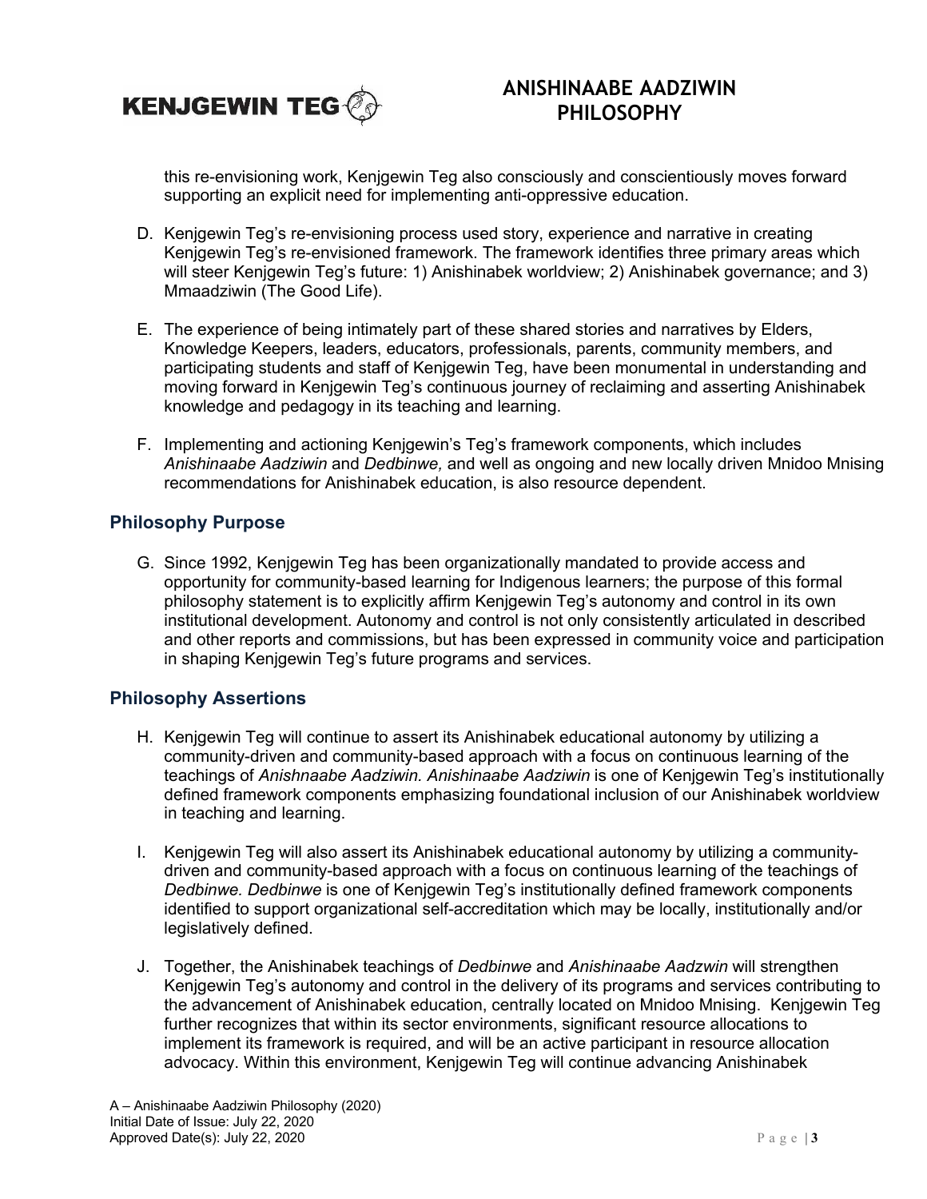this re-envisioning work, Kenjgewin Teg also consciously and conscientiously moves forward supporting an explicit need for implementing anti-oppressive education.

D. Kenjgewin Teg's re-envisioning process used story, experience and narrative in creating Kenjgewin Teg's re-envisioned framework. The framework identifies three primary areas which will steer Kenjgewin Teg's future: 1) Anishinabek worldview; 2) Anishinabek governance; and 3) Mmaadziwin (The Good Life).

E. The experience of being intimately part of these shared stories and narratives by Elders, Knowledge Keepers, leaders, educators, professionals, parents, community members, and participating students and staff of Kenjgewin Teg, have been monumental in understanding and moving forward in Kenjgewin Teg's continuous journey of reclaiming and asserting Anishinabek knowledge and pedagogy in its teaching and learning.

F. Implementing and actioning Kenjgewin's Teg's framework components, which includes *Anishinaabe Aadziwin* and *Dedbinwe,* and well as ongoing and new locally driven Mnidoo Mnising recommendations for Anishinabek education, is also resource dependent.

### Philosophy Purpose

G. Since 1992, Kenjgewin Teg has been organizationally mandated to provide access and opportunity for community-based learning for Indigenous learners; the purpose of this formal philosophy statement is to explicitly affirm Kenjgewin Teg's autonomy and control in its own institutional development. Autonomy and control is not only consistently articulated in described and other reports and commissions, but has been expressed in community voice and participation in shaping Kenjgewin Teg's future programs and services.

### Philosophy Assertions

H. Kenjgewin Teg will continue to assert its Anishinabek educational autonomy by utilizing a community-driven and community-based approach with a focus on continuous learning of the teachings of *Anishnaabe Aadziwin. Anishinaabe Aadziwin* is one of Kenjgewin Teg's institutionally defined framework components emphasizing foundational inclusion of our Anishinabek worldview in teaching and learning.

I. Kenjgewin Teg will also assert its Anishinabek educational autonomy by utilizing a community-driven and community-based approach with a focus on continuous learning of the teachings of *Dedbinwe. Dedbinwe* is one of Kenjgewin Teg's institutionally defined framework components identified to support organizational self-accreditation which may be locally, institutionally and/or legislatively defined.

J. Together, the Anishinabek teachings of *Dedbinwe* and *Anishinaabe Aadzwin* will strengthen Kenjgewin Teg's autonomy and control in the delivery of its programs and services contributing to the advancement of Anishinabek education, centrally located on Mnidoo Mnising. Kenjgewin Teg further recognizes that within its sector environments, significant resource allocations to implement its framework is required, and will be an active participant in resource allocation advocacy. Within this environment, Kenjgewin Teg will continue advancing Anishinabek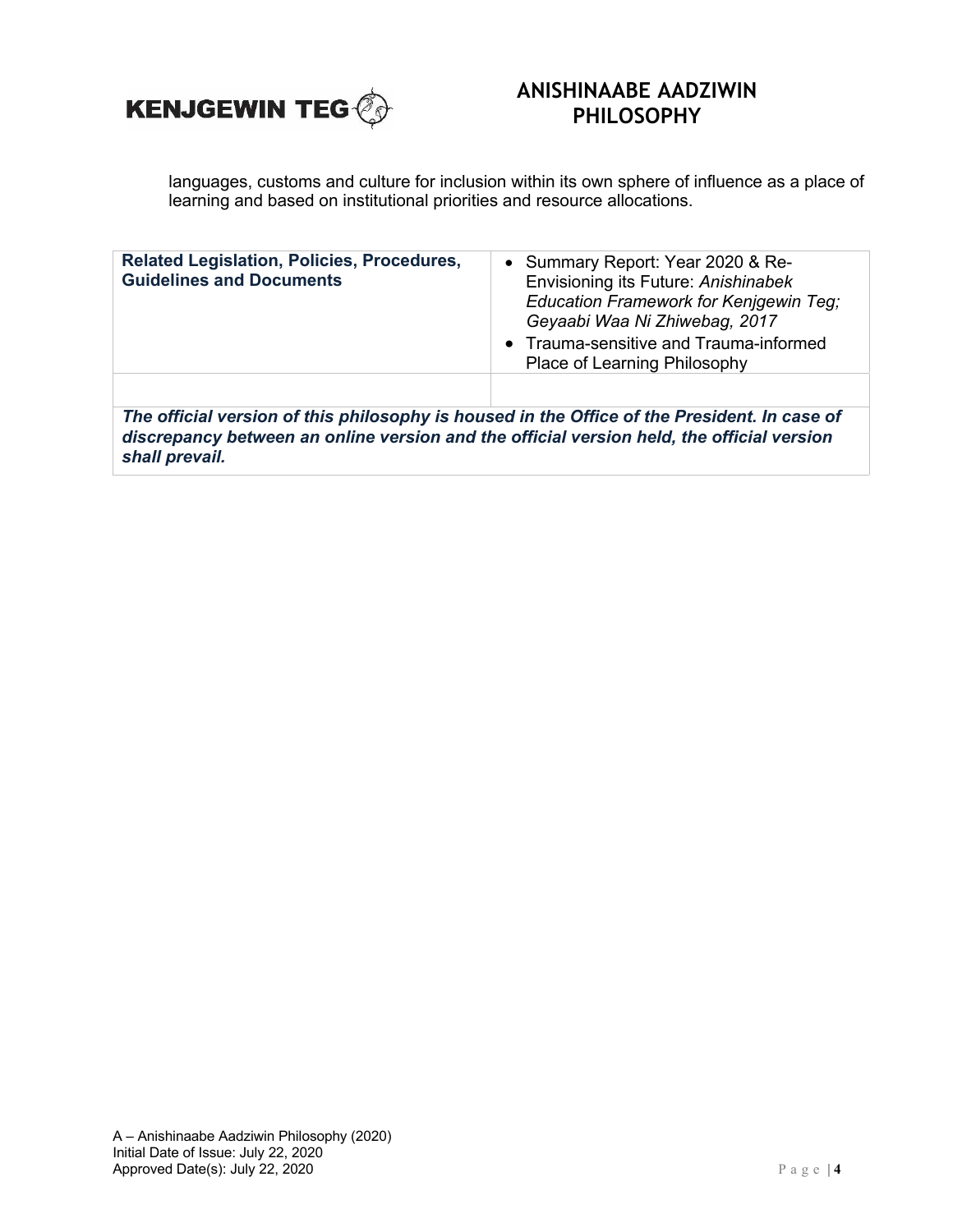languages, customs and culture for inclusion within its own sphere of influence as a place of learning and based on institutional priorities and resource allocations.

| | |
|---|---|
| **Related Legislation, Policies, Procedures, Guidelines and Documents** | • Summary Report: Year 2020 & Re-Envisioning its Future: *Anishinabek Education Framework for Kenjgewin Teg; Geyaabi Waa Ni Zhiwebag, 2017*<br>• Trauma-sensitive and Trauma-informed Place of Learning Philosophy |
| | |

***The official version of this philosophy is housed in the Office of the President. In case of discrepancy between an online version and the official version held, the official version shall prevail.***

A – Anishinaabe Aadziwin Philosophy (2020)
Initial Date of Issue: July 22, 2020
Approved Date(s): July 22, 2020